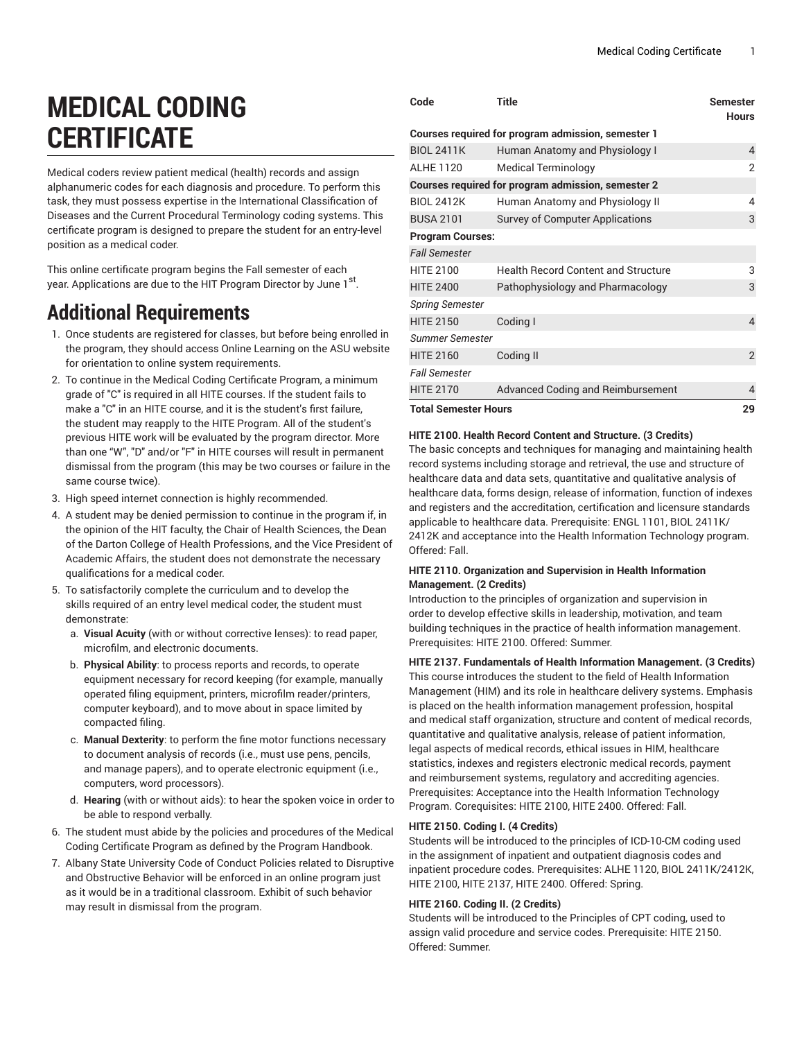# MEDICAL CODING CERTIFICATE

Medical coders review patient medical (health) records and assign alphanumeric codes for each diagnosis and procedure. To perform this task, they must possess expertise in the International Classification of Diseases and the Current Procedural Terminology coding systems. This certificate program is designed to prepare the student for an entry-level position as a medical coder.

This online certificate program begins the Fall semester of each year. Applications are due to the HIT Program Director by June 1st.

## Additional Requirements

1. Once students are registered for classes, but before being enrolled in the program, they should access Online Learning on the ASU website for orientation to online system requirements.
2. To continue in the Medical Coding Certificate Program, a minimum grade of "C" is required in all HITE courses. If the student fails to make a "C" in an HITE course, and it is the student's first failure, the student may reapply to the HITE Program. All of the student's previous HITE work will be evaluated by the program director. More than one "W", "D" and/or "F" in HITE courses will result in permanent dismissal from the program (this may be two courses or failure in the same course twice).
3. High speed internet connection is highly recommended.
4. A student may be denied permission to continue in the program if, in the opinion of the HIT faculty, the Chair of Health Sciences, the Dean of the Darton College of Health Professions, and the Vice President of Academic Affairs, the student does not demonstrate the necessary qualifications for a medical coder.
5. To satisfactorily complete the curriculum and to develop the skills required of an entry level medical coder, the student must demonstrate:
   a. **Visual Acuity** (with or without corrective lenses): to read paper, microfilm, and electronic documents.
   b. **Physical Ability**: to process reports and records, to operate equipment necessary for record keeping (for example, manually operated filing equipment, printers, microfilm reader/printers, computer keyboard), and to move about in space limited by compacted filing.
   c. **Manual Dexterity**: to perform the fine motor functions necessary to document analysis of records (i.e., must use pens, pencils, and manage papers), and to operate electronic equipment (i.e., computers, word processors).
   d. **Hearing** (with or without aids): to hear the spoken voice in order to be able to respond verbally.
6. The student must abide by the policies and procedures of the Medical Coding Certificate Program as defined by the Program Handbook.
7. Albany State University Code of Conduct Policies related to Disruptive and Obstructive Behavior will be enforced in an online program just as it would be in a traditional classroom. Exhibit of such behavior may result in dismissal from the program.

| Code | Title | Semester Hours |
|---|---|---|
| **Courses required for program admission, semester 1** | | |
| BIOL 2411K | Human Anatomy and Physiology I | 4 |
| ALHE 1120 | Medical Terminology | 2 |
| **Courses required for program admission, semester 2** | | |
| BIOL 2412K | Human Anatomy and Physiology II | 4 |
| BUSA 2101 | Survey of Computer Applications | 3 |
| **Program Courses:** | | |
| *Fall Semester* | | |
| HITE 2100 | Health Record Content and Structure | 3 |
| HITE 2400 | Pathophysiology and Pharmacology | 3 |
| *Spring Semester* | | |
| HITE 2150 | Coding I | 4 |
| *Summer Semester* | | |
| HITE 2160 | Coding II | 2 |
| *Fall Semester* | | |
| HITE 2170 | Advanced Coding and Reimbursement | 4 |
| **Total Semester Hours** | | **29** |

**HITE 2100. Health Record Content and Structure. (3 Credits)**
The basic concepts and techniques for managing and maintaining health record systems including storage and retrieval, the use and structure of healthcare data and data sets, quantitative and qualitative analysis of healthcare data, forms design, release of information, function of indexes and registers and the accreditation, certification and licensure standards applicable to healthcare data. Prerequisite: ENGL 1101, BIOL 2411K/ 2412K and acceptance into the Health Information Technology program. Offered: Fall.

**HITE 2110. Organization and Supervision in Health Information Management. (2 Credits)**
Introduction to the principles of organization and supervision in order to develop effective skills in leadership, motivation, and team building techniques in the practice of health information management. Prerequisites: HITE 2100. Offered: Summer.

**HITE 2137. Fundamentals of Health Information Management. (3 Credits)**
This course introduces the student to the field of Health Information Management (HIM) and its role in healthcare delivery systems. Emphasis is placed on the health information management profession, hospital and medical staff organization, structure and content of medical records, quantitative and qualitative analysis, release of patient information, legal aspects of medical records, ethical issues in HIM, healthcare statistics, indexes and registers electronic medical records, payment and reimbursement systems, regulatory and accrediting agencies. Prerequisites: Acceptance into the Health Information Technology Program. Corequisites: HITE 2100, HITE 2400. Offered: Fall.

**HITE 2150. Coding I. (4 Credits)**
Students will be introduced to the principles of ICD-10-CM coding used in the assignment of inpatient and outpatient diagnosis codes and inpatient procedure codes. Prerequisites: ALHE 1120, BIOL 2411K/2412K, HITE 2100, HITE 2137, HITE 2400. Offered: Spring.

**HITE 2160. Coding II. (2 Credits)**
Students will be introduced to the Principles of CPT coding, used to assign valid procedure and service codes. Prerequisite: HITE 2150. Offered: Summer.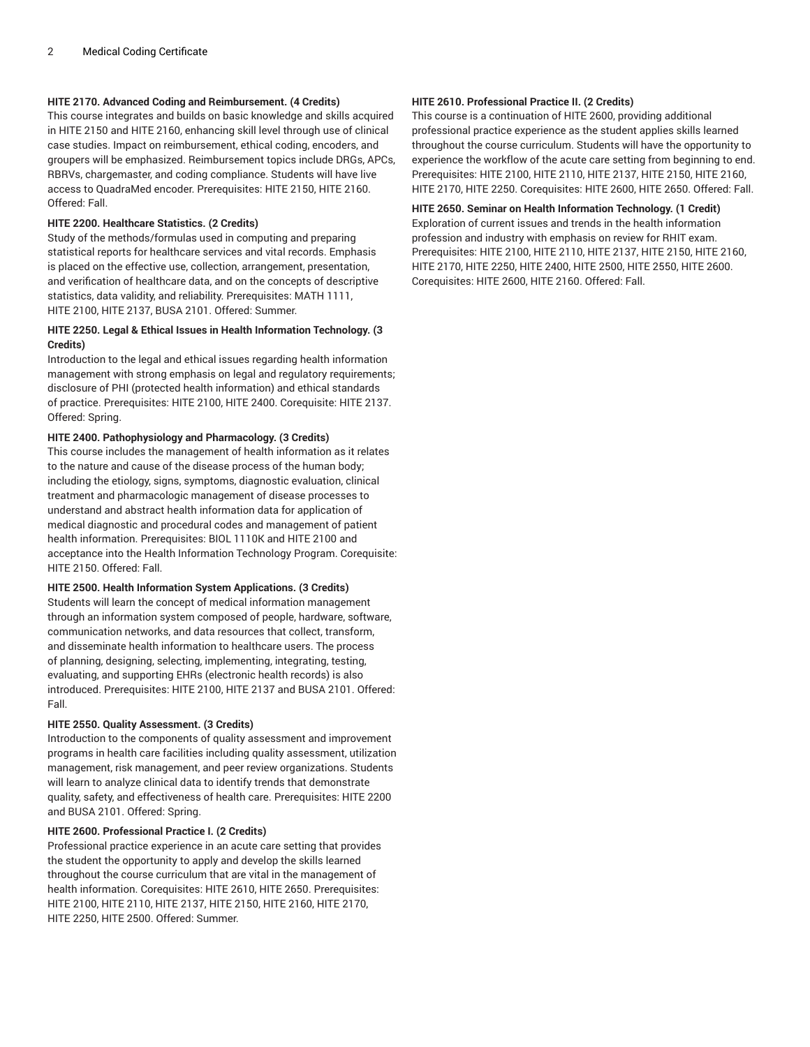**HITE 2170. Advanced Coding and Reimbursement. (4 Credits)**
This course integrates and builds on basic knowledge and skills acquired in HITE 2150 and HITE 2160, enhancing skill level through use of clinical case studies. Impact on reimbursement, ethical coding, encoders, and groupers will be emphasized. Reimbursement topics include DRGs, APCs, RBRVs, chargemaster, and coding compliance. Students will have live access to QuadraMed encoder. Prerequisites: HITE 2150, HITE 2160. Offered: Fall.

**HITE 2200. Healthcare Statistics. (2 Credits)**
Study of the methods/formulas used in computing and preparing statistical reports for healthcare services and vital records. Emphasis is placed on the effective use, collection, arrangement, presentation, and verification of healthcare data, and on the concepts of descriptive statistics, data validity, and reliability. Prerequisites: MATH 1111, HITE 2100, HITE 2137, BUSA 2101. Offered: Summer.

**HITE 2250. Legal & Ethical Issues in Health Information Technology. (3 Credits)**
Introduction to the legal and ethical issues regarding health information management with strong emphasis on legal and regulatory requirements; disclosure of PHI (protected health information) and ethical standards of practice. Prerequisites: HITE 2100, HITE 2400. Corequisite: HITE 2137. Offered: Spring.

**HITE 2400. Pathophysiology and Pharmacology. (3 Credits)**
This course includes the management of health information as it relates to the nature and cause of the disease process of the human body; including the etiology, signs, symptoms, diagnostic evaluation, clinical treatment and pharmacologic management of disease processes to understand and abstract health information data for application of medical diagnostic and procedural codes and management of patient health information. Prerequisites: BIOL 1110K and HITE 2100 and acceptance into the Health Information Technology Program. Corequisite: HITE 2150. Offered: Fall.

**HITE 2500. Health Information System Applications. (3 Credits)**
Students will learn the concept of medical information management through an information system composed of people, hardware, software, communication networks, and data resources that collect, transform, and disseminate health information to healthcare users. The process of planning, designing, selecting, implementing, integrating, testing, evaluating, and supporting EHRs (electronic health records) is also introduced. Prerequisites: HITE 2100, HITE 2137 and BUSA 2101. Offered: Fall.

**HITE 2550. Quality Assessment. (3 Credits)**
Introduction to the components of quality assessment and improvement programs in health care facilities including quality assessment, utilization management, risk management, and peer review organizations. Students will learn to analyze clinical data to identify trends that demonstrate quality, safety, and effectiveness of health care. Prerequisites: HITE 2200 and BUSA 2101. Offered: Spring.

**HITE 2600. Professional Practice I. (2 Credits)**
Professional practice experience in an acute care setting that provides the student the opportunity to apply and develop the skills learned throughout the course curriculum that are vital in the management of health information. Corequisites: HITE 2610, HITE 2650. Prerequisites: HITE 2100, HITE 2110, HITE 2137, HITE 2150, HITE 2160, HITE 2170, HITE 2250, HITE 2500. Offered: Summer.

**HITE 2610. Professional Practice II. (2 Credits)**
This course is a continuation of HITE 2600, providing additional professional practice experience as the student applies skills learned throughout the course curriculum. Students will have the opportunity to experience the workflow of the acute care setting from beginning to end. Prerequisites: HITE 2100, HITE 2110, HITE 2137, HITE 2150, HITE 2160, HITE 2170, HITE 2250. Corequisites: HITE 2600, HITE 2650. Offered: Fall.

**HITE 2650. Seminar on Health Information Technology. (1 Credit)**
Exploration of current issues and trends in the health information profession and industry with emphasis on review for RHIT exam. Prerequisites: HITE 2100, HITE 2110, HITE 2137, HITE 2150, HITE 2160, HITE 2170, HITE 2250, HITE 2400, HITE 2500, HITE 2550, HITE 2600. Corequisites: HITE 2600, HITE 2160. Offered: Fall.